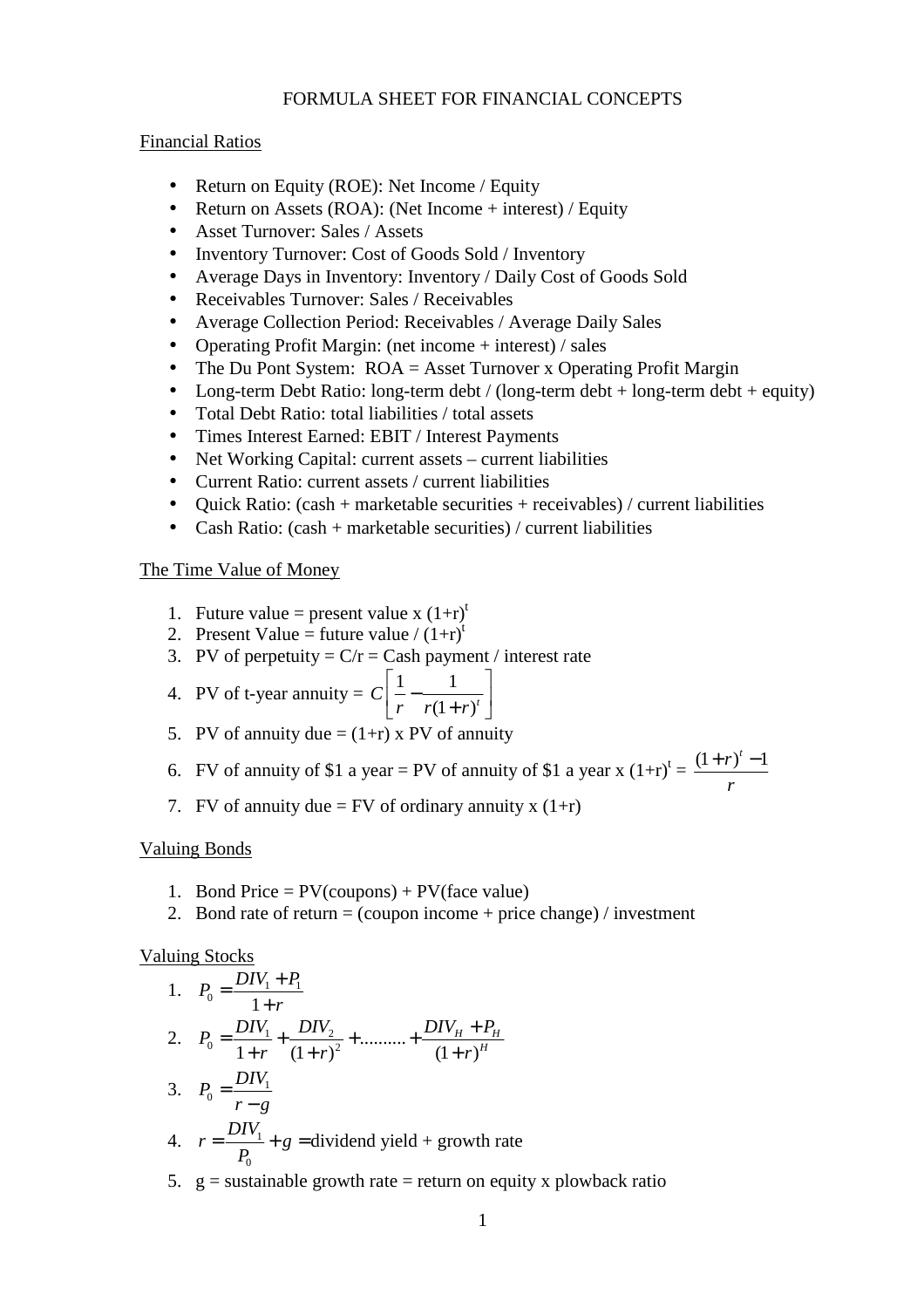# FORMULA SHEET FOR FINANCIAL CONCEPTS

## Financial Ratios

- Return on Equity (ROE): Net Income / Equity
- Return on Assets (ROA): (Net Income + interest) / Equity
- Asset Turnover: Sales / Assets
- Inventory Turnover: Cost of Goods Sold / Inventory
- Average Days in Inventory: Inventory / Daily Cost of Goods Sold
- Receivables Turnover: Sales / Receivables
- Average Collection Period: Receivables / Average Daily Sales
- Operating Profit Margin: (net income + interest) / sales
- The Du Pont System: ROA = Asset Turnover x Operating Profit Margin
- Long-term Debt Ratio: long-term debt / (long-term debt + long-term debt + equity)
- Total Debt Ratio: total liabilities / total assets
- Times Interest Earned: EBIT / Interest Payments
- Net Working Capital: current assets – current liabilities
- Current Ratio: current assets / current liabilities
- Quick Ratio: (cash + marketable securities + receivables) / current liabilities
- Cash Ratio: (cash + marketable securities) / current liabilities

## The Time Value of Money

1. Future value = present value x $(1+r)^t$
2. Present Value = future value / $(1+r)^t$
3. PV of perpetuity = C/r = Cash payment / interest rate
4. PV of t-year annuity = $C\left[\frac{1}{r} - \frac{1}{r(1+r)^t}\right]$
5. PV of annuity due = (1+r) x PV of annuity
6. FV of annuity of \$1 a year = PV of annuity of \$1 a year x $(1+r)^t$ = $\frac{(1+r)^t - 1}{r}$
7. FV of annuity due = FV of ordinary annuity x (1+r)

## Valuing Bonds

1. Bond Price = PV(coupons) + PV(face value)
2. Bond rate of return = (coupon income + price change) / investment

## Valuing Stocks

1. $P_0 = \frac{DIV_1 + P_1}{1+r}$
2. $P_0 = \frac{DIV_1}{1+r} + \frac{DIV_2}{(1+r)^2} + .......... + \frac{DIV_H + P_H}{(1+r)^H}$
3. $P_0 = \frac{DIV_1}{r-g}$
4. $r = \frac{DIV_1}{P_0} + g =$ dividend yield + growth rate
5. g = sustainable growth rate = return on equity x plowback ratio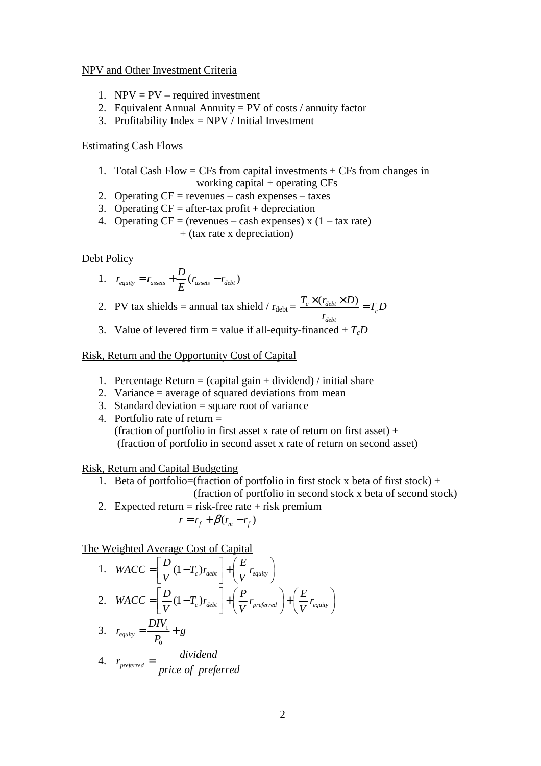<u>NPV and Other Investment Criteria</u>

1. NPV = PV – required investment
2. Equivalent Annual Annuity = PV of costs / annuity factor
3. Profitability Index = NPV / Initial Investment

<u>Estimating Cash Flows</u>

1. Total Cash Flow = CFs from capital investments + CFs from changes in working capital + operating CFs
2. Operating CF = revenues – cash expenses – taxes
3. Operating CF = after-tax profit + depreciation
4. Operating CF = (revenues – cash expenses) x (1 – tax rate) + (tax rate x depreciation)

<u>Debt Policy</u>

1. $r_{equity} = r_{assets} + \frac{D}{E}(r_{assets} - r_{debt})$
2. PV tax shields = annual tax shield / $r_{debt}$ = $\frac{T_c \times (r_{debt} \times D)}{r_{debt}} = T_c D$
3. Value of levered firm = value if all-equity-financed + $T_c D$

<u>Risk, Return and the Opportunity Cost of Capital</u>

1. Percentage Return = (capital gain + dividend) / initial share
2. Variance = average of squared deviations from mean
3. Standard deviation = square root of variance
4. Portfolio rate of return = (fraction of portfolio in first asset x rate of return on first asset) + (fraction of portfolio in second asset x rate of return on second asset)

<u>Risk, Return and Capital Budgeting</u>

1. Beta of portfolio=(fraction of portfolio in first stock x beta of first stock) + (fraction of portfolio in second stock x beta of second stock)
2. Expected return = risk-free rate + risk premium

$$r = r_f + \beta(r_m - r_f)$$

<u>The Weighted Average Cost of Capital</u>

1. $WACC = \left[\frac{D}{V}(1 - T_c)r_{debt}\right] + \left(\frac{E}{V}r_{equity}\right)$
2. $WACC = \left[\frac{D}{V}(1 - T_c)r_{debt}\right] + \left(\frac{P}{V}r_{preferred}\right) + \left(\frac{E}{V}r_{equity}\right)$
3. $r_{equity} = \frac{DIV_1}{P_0} + g$
4. $r_{preferred} = \frac{dividend}{price\ of\ preferred}$